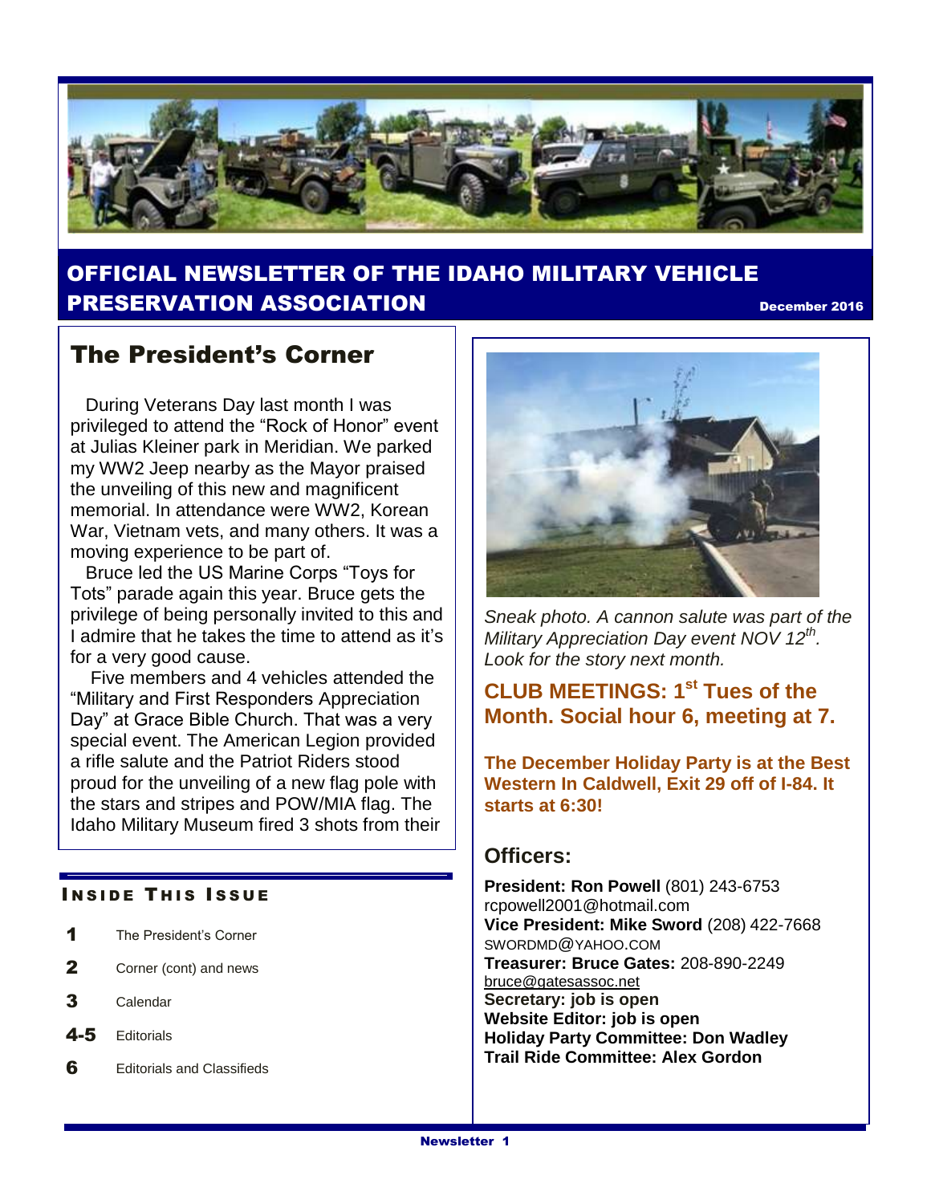# OFFICIAL NEWSLETTER OF THE IDAHO MILITARY VEHICLE PRESERVATION ASSOCIATION

December 2016

## The President's Corner

During Veterans Day last month I was privileged to attend the "Rock of Honor" event at Julias Kleiner park in Meridian. We parked my WW2 Jeep nearby as the Mayor praised the unveiling of this new and magnificent memorial. In attendance were WW2, Korean War, Vietnam vets, and many others. It was a moving experience to be part of.

Bruce led the US Marine Corps "Toys for Tots" parade again this year. Bruce gets the privilege of being personally invited to this and I admire that he takes the time to attend as it's for a very good cause.

Five members and 4 vehicles attended the "Military and First Responders Appreciation Day" at Grace Bible Church. That was a very special event. The American Legion provided a rifle salute and the Patriot Riders stood proud for the unveiling of a new flag pole with the stars and stripes and POW/MIA flag. The Idaho Military Museum fired 3 shots from their

### INSIDE THIS ISSUE

| | |
|---|---|
| **1** | The President's Corner |
| **2** | Corner (cont) and news |
| **3** | Calendar |
| **4-5** | Editorials |
| **6** | Editorials and Classifieds |

*Sneak photo. A cannon salute was part of the Military Appreciation Day event NOV 12th. Look for the story next month.*

**CLUB MEETINGS: 1st Tues of the Month. Social hour 6, meeting at 7.**

**The December Holiday Party is at the Best Western In Caldwell, Exit 29 off of I-84. It starts at 6:30!**

### Officers:

**President: Ron Powell** (801) 243-6753
rcpowell2001@hotmail.com
**Vice President: Mike Sword** (208) 422-7668
SWORDMD@YAHOO.COM
**Treasurer: Bruce Gates:** 208-890-2249
bruce@gatesassoc.net
**Secretary: job is open**
**Website Editor: job is open**
**Holiday Party Committee: Don Wadley**
**Trail Ride Committee: Alex Gordon**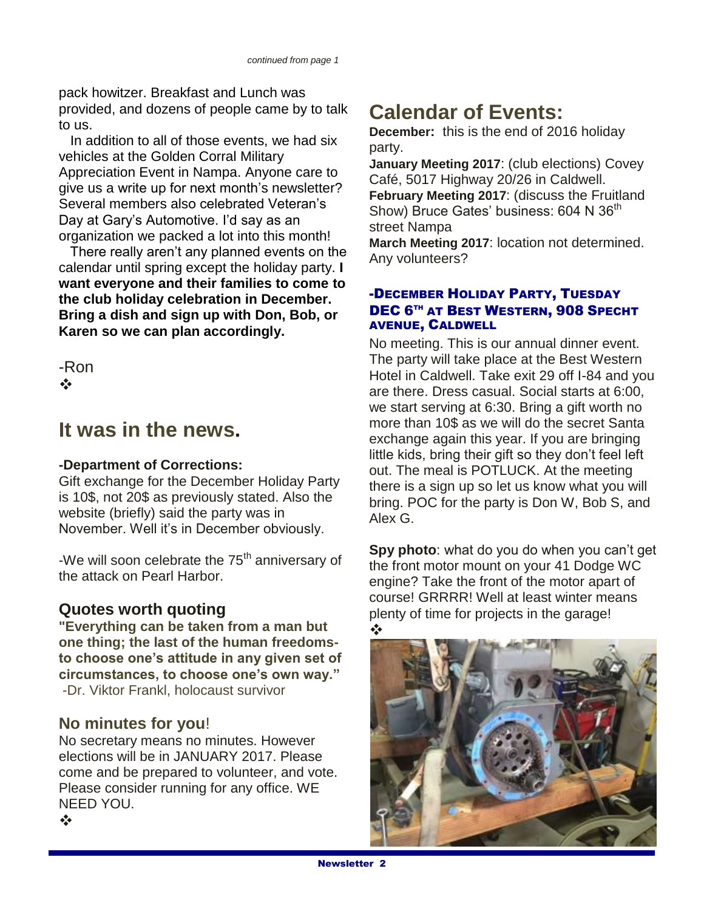*continued from page 1*

pack howitzer. Breakfast and Lunch was provided, and dozens of people came by to talk to us.

In addition to all of those events, we had six vehicles at the Golden Corral Military Appreciation Event in Nampa. Anyone care to give us a write up for next month's newsletter? Several members also celebrated Veteran's Day at Gary's Automotive. I'd say as an organization we packed a lot into this month!

There really aren't any planned events on the calendar until spring except the holiday party. **I want everyone and their families to come to the club holiday celebration in December. Bring a dish and sign up with Don, Bob, or Karen so we can plan accordingly.**

-Ron

❖

## It was in the news.

**-Department of Corrections:**

Gift exchange for the December Holiday Party is 10$, not 20$ as previously stated. Also the website (briefly) said the party was in November. Well it's in December obviously.

-We will soon celebrate the 75th anniversary of the attack on Pearl Harbor.

### Quotes worth quoting

**"Everything can be taken from a man but one thing; the last of the human freedoms- to choose one's attitude in any given set of circumstances, to choose one's own way."**
-Dr. Viktor Frankl, holocaust survivor

### No minutes for you!

No secretary means no minutes. However elections will be in JANUARY 2017. Please come and be prepared to volunteer, and vote. Please consider running for any office. WE NEED YOU.

❖

## Calendar of Events:

**December:** this is the end of 2016 holiday party.

**January Meeting 2017**: (club elections) Covey Café, 5017 Highway 20/26 in Caldwell.

**February Meeting 2017**: (discuss the Fruitland Show) Bruce Gates' business: 604 N 36th street Nampa

**March Meeting 2017**: location not determined. Any volunteers?

### -DECEMBER HOLIDAY PARTY, TUESDAY DEC 6TH AT BEST WESTERN, 908 SPECHT AVENUE, CALDWELL

No meeting. This is our annual dinner event. The party will take place at the Best Western Hotel in Caldwell. Take exit 29 off I-84 and you are there. Dress casual. Social starts at 6:00, we start serving at 6:30. Bring a gift worth no more than 10$ as we will do the secret Santa exchange again this year. If you are bringing little kids, bring their gift so they don't feel left out. The meal is POTLUCK. At the meeting there is a sign up so let us know what you will bring. POC for the party is Don W, Bob S, and Alex G.

**Spy photo**: what do you do when you can't get the front motor mount on your 41 Dodge WC engine? Take the front of the motor apart of course! GRRRR! Well at least winter means plenty of time for projects in the garage!

❖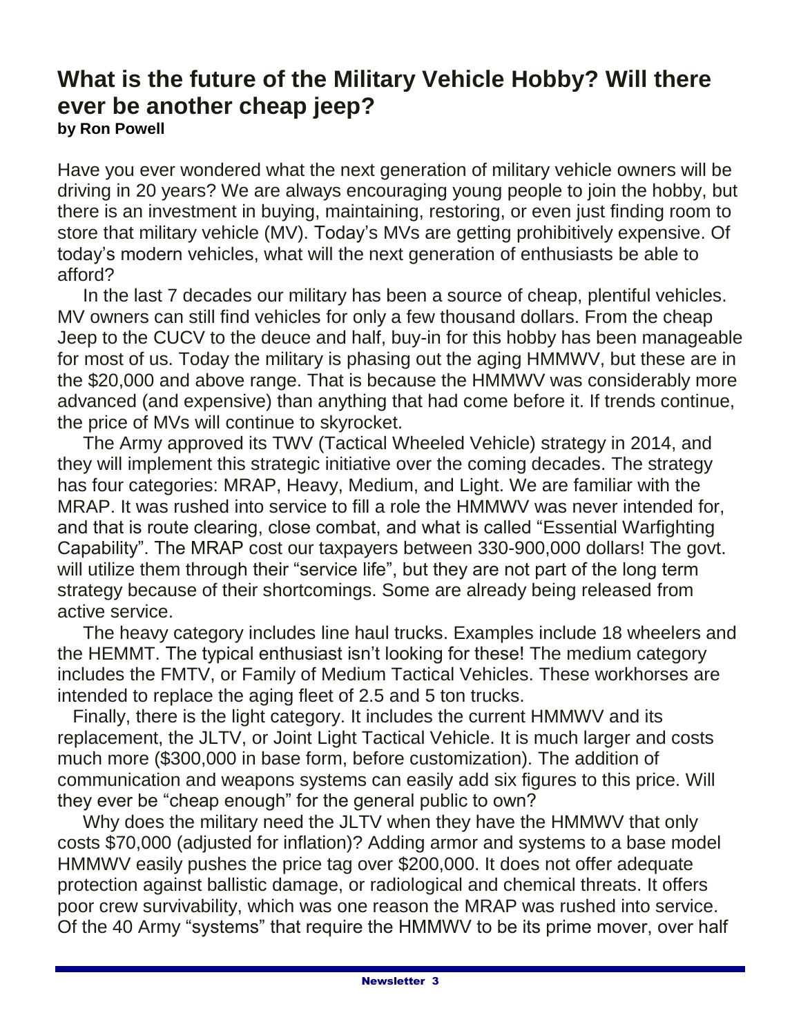## What is the future of the Military Vehicle Hobby? Will there ever be another cheap jeep?

**by Ron Powell**

Have you ever wondered what the next generation of military vehicle owners will be driving in 20 years? We are always encouraging young people to join the hobby, but there is an investment in buying, maintaining, restoring, or even just finding room to store that military vehicle (MV). Today's MVs are getting prohibitively expensive. Of today's modern vehicles, what will the next generation of enthusiasts be able to afford?

In the last 7 decades our military has been a source of cheap, plentiful vehicles. MV owners can still find vehicles for only a few thousand dollars. From the cheap Jeep to the CUCV to the deuce and half, buy-in for this hobby has been manageable for most of us. Today the military is phasing out the aging HMMWV, but these are in the $20,000 and above range. That is because the HMMWV was considerably more advanced (and expensive) than anything that had come before it. If trends continue, the price of MVs will continue to skyrocket.

The Army approved its TWV (Tactical Wheeled Vehicle) strategy in 2014, and they will implement this strategic initiative over the coming decades. The strategy has four categories: MRAP, Heavy, Medium, and Light. We are familiar with the MRAP. It was rushed into service to fill a role the HMMWV was never intended for, and that is route clearing, close combat, and what is called "Essential Warfighting Capability". The MRAP cost our taxpayers between 330-900,000 dollars! The govt. will utilize them through their "service life", but they are not part of the long term strategy because of their shortcomings. Some are already being released from active service.

The heavy category includes line haul trucks. Examples include 18 wheelers and the HEMMT. The typical enthusiast isn't looking for these! The medium category includes the FMTV, or Family of Medium Tactical Vehicles. These workhorses are intended to replace the aging fleet of 2.5 and 5 ton trucks.

Finally, there is the light category. It includes the current HMMWV and its replacement, the JLTV, or Joint Light Tactical Vehicle. It is much larger and costs much more ($300,000 in base form, before customization). The addition of communication and weapons systems can easily add six figures to this price. Will they ever be "cheap enough" for the general public to own?

Why does the military need the JLTV when they have the HMMWV that only costs $70,000 (adjusted for inflation)? Adding armor and systems to a base model HMMWV easily pushes the price tag over $200,000. It does not offer adequate protection against ballistic damage, or radiological and chemical threats. It offers poor crew survivability, which was one reason the MRAP was rushed into service. Of the 40 Army "systems" that require the HMMWV to be its prime mover, over half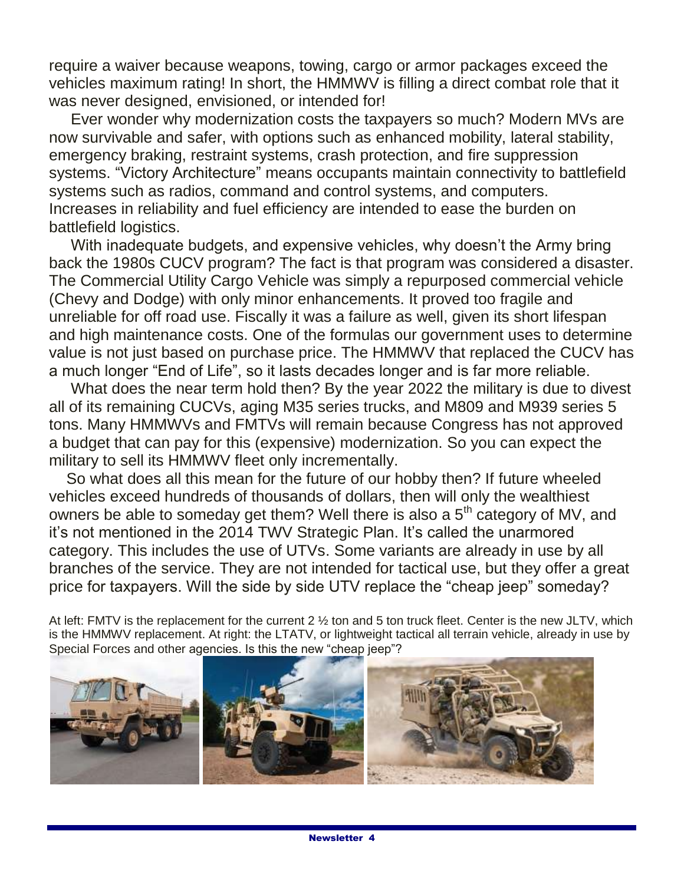require a waiver because weapons, towing, cargo or armor packages exceed the vehicles maximum rating! In short, the HMMWV is filling a direct combat role that it was never designed, envisioned, or intended for!

Ever wonder why modernization costs the taxpayers so much? Modern MVs are now survivable and safer, with options such as enhanced mobility, lateral stability, emergency braking, restraint systems, crash protection, and fire suppression systems. "Victory Architecture" means occupants maintain connectivity to battlefield systems such as radios, command and control systems, and computers. Increases in reliability and fuel efficiency are intended to ease the burden on battlefield logistics.

With inadequate budgets, and expensive vehicles, why doesn't the Army bring back the 1980s CUCV program? The fact is that program was considered a disaster. The Commercial Utility Cargo Vehicle was simply a repurposed commercial vehicle (Chevy and Dodge) with only minor enhancements. It proved too fragile and unreliable for off road use. Fiscally it was a failure as well, given its short lifespan and high maintenance costs. One of the formulas our government uses to determine value is not just based on purchase price. The HMMWV that replaced the CUCV has a much longer "End of Life", so it lasts decades longer and is far more reliable.

What does the near term hold then? By the year 2022 the military is due to divest all of its remaining CUCVs, aging M35 series trucks, and M809 and M939 series 5 tons. Many HMMWVs and FMTVs will remain because Congress has not approved a budget that can pay for this (expensive) modernization. So you can expect the military to sell its HMMWV fleet only incrementally.

So what does all this mean for the future of our hobby then? If future wheeled vehicles exceed hundreds of thousands of dollars, then will only the wealthiest owners be able to someday get them? Well there is also a 5th category of MV, and it's not mentioned in the 2014 TWV Strategic Plan. It's called the unarmored category. This includes the use of UTVs. Some variants are already in use by all branches of the service. They are not intended for tactical use, but they offer a great price for taxpayers. Will the side by side UTV replace the "cheap jeep" someday?

At left: FMTV is the replacement for the current 2 ½ ton and 5 ton truck fleet. Center is the new JLTV, which is the HMMWV replacement. At right: the LTATV, or lightweight tactical all terrain vehicle, already in use by Special Forces and other agencies. Is this the new "cheap jeep"?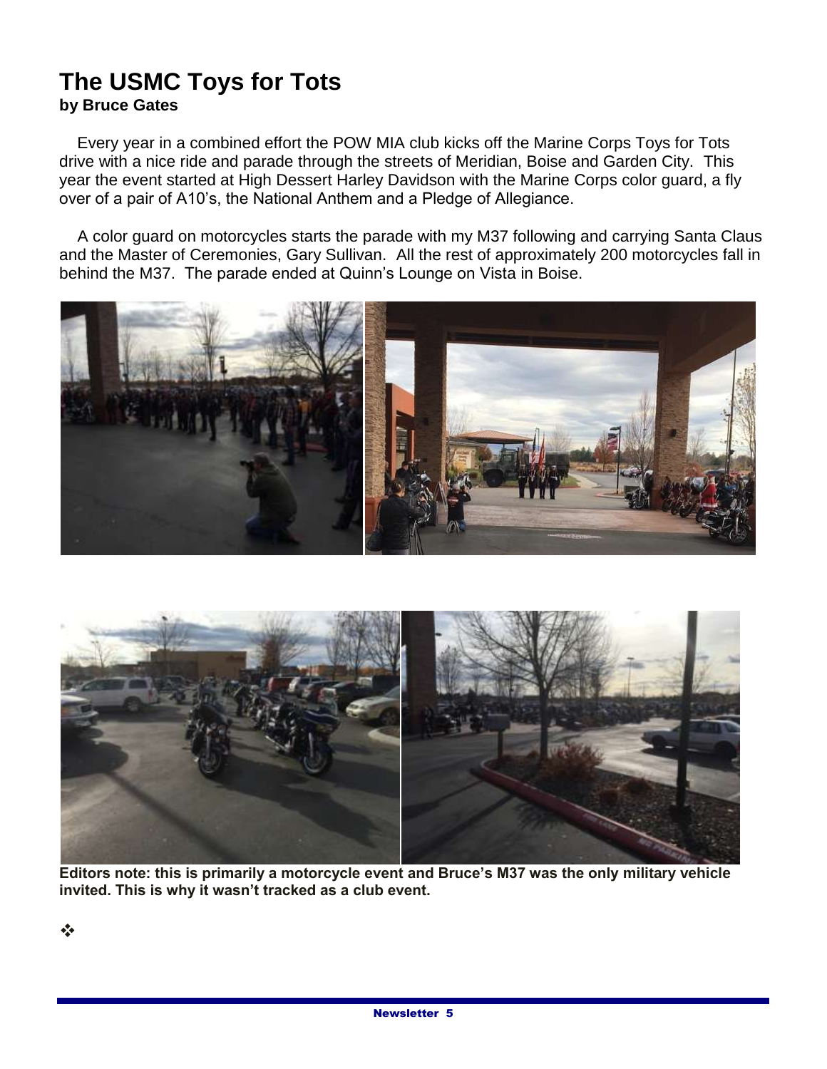# The USMC Toys for Tots

**by Bruce Gates**

Every year in a combined effort the POW MIA club kicks off the Marine Corps Toys for Tots drive with a nice ride and parade through the streets of Meridian, Boise and Garden City. This year the event started at High Dessert Harley Davidson with the Marine Corps color guard, a fly over of a pair of A10's, the National Anthem and a Pledge of Allegiance.

A color guard on motorcycles starts the parade with my M37 following and carrying Santa Claus and the Master of Ceremonies, Gary Sullivan. All the rest of approximately 200 motorcycles fall in behind the M37. The parade ended at Quinn's Lounge on Vista in Boise.

**Editors note: this is primarily a motorcycle event and Bruce's M37 was the only military vehicle invited. This is why it wasn't tracked as a club event.**

❖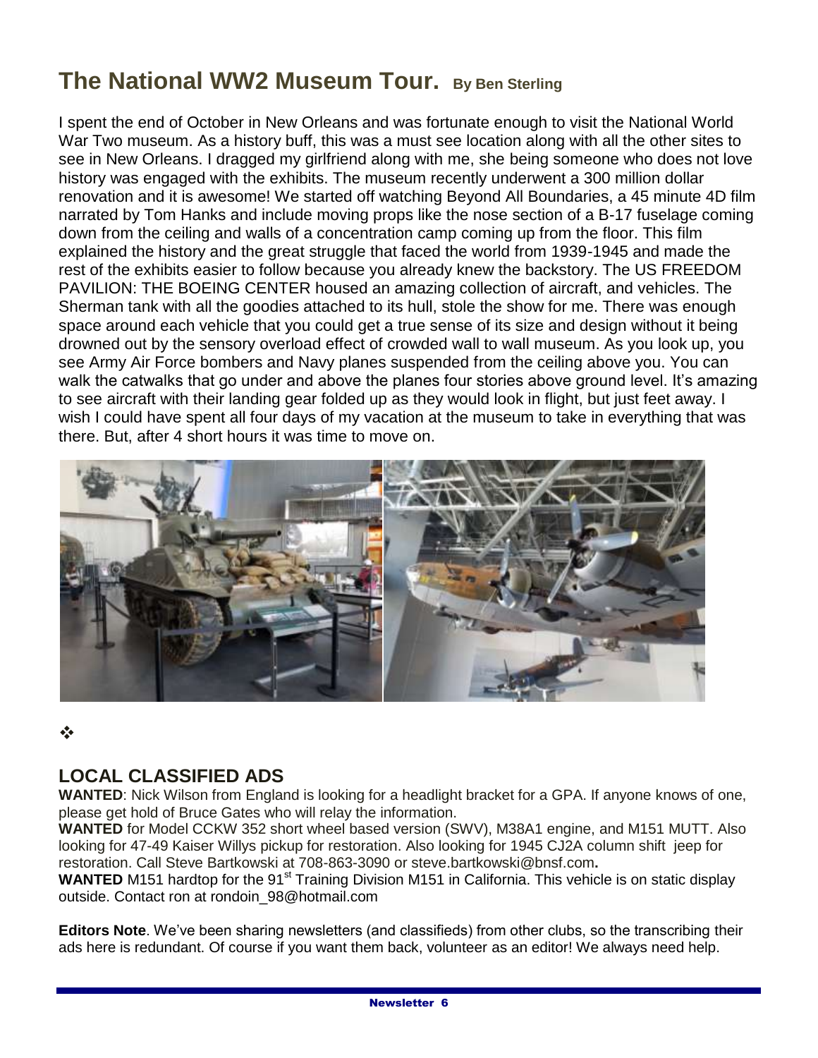## The National WW2 Museum Tour. By Ben Sterling

I spent the end of October in New Orleans and was fortunate enough to visit the National World War Two museum. As a history buff, this was a must see location along with all the other sites to see in New Orleans. I dragged my girlfriend along with me, she being someone who does not love history was engaged with the exhibits. The museum recently underwent a 300 million dollar renovation and it is awesome! We started off watching Beyond All Boundaries, a 45 minute 4D film narrated by Tom Hanks and include moving props like the nose section of a B-17 fuselage coming down from the ceiling and walls of a concentration camp coming up from the floor. This film explained the history and the great struggle that faced the world from 1939-1945 and made the rest of the exhibits easier to follow because you already knew the backstory. The US FREEDOM PAVILION: THE BOEING CENTER housed an amazing collection of aircraft, and vehicles. The Sherman tank with all the goodies attached to its hull, stole the show for me. There was enough space around each vehicle that you could get a true sense of its size and design without it being drowned out by the sensory overload effect of crowded wall to wall museum. As you look up, you see Army Air Force bombers and Navy planes suspended from the ceiling above you. You can walk the catwalks that go under and above the planes four stories above ground level. It's amazing to see aircraft with their landing gear folded up as they would look in flight, but just feet away. I wish I could have spent all four days of my vacation at the museum to take in everything that was there. But, after 4 short hours it was time to move on.

❖

## LOCAL CLASSIFIED ADS

**WANTED**: Nick Wilson from England is looking for a headlight bracket for a GPA. If anyone knows of one, please get hold of Bruce Gates who will relay the information.

**WANTED** for Model CCKW 352 short wheel based version (SWV), M38A1 engine, and M151 MUTT. Also looking for 47-49 Kaiser Willys pickup for restoration. Also looking for 1945 CJ2A column shift jeep for restoration. Call Steve Bartkowski at 708-863-3090 or steve.bartkowski@bnsf.com**.**

**WANTED** M151 hardtop for the 91st Training Division M151 in California. This vehicle is on static display outside. Contact ron at rondoin_98@hotmail.com

**Editors Note**. We've been sharing newsletters (and classifieds) from other clubs, so the transcribing their ads here is redundant. Of course if you want them back, volunteer as an editor! We always need help.